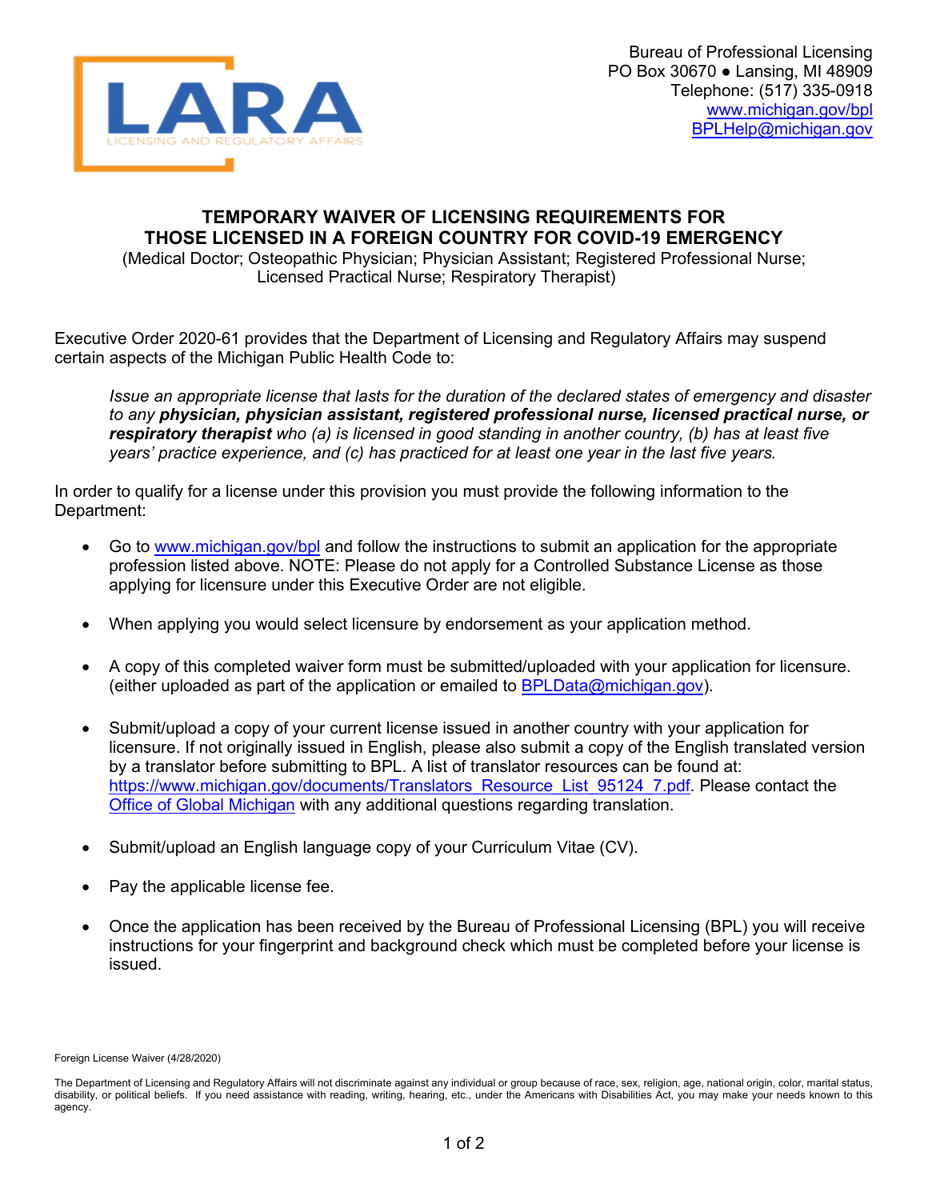Bureau of Professional Licensing
PO Box 30670 ● Lansing, MI 48909
Telephone: (517) 335-0918
www.michigan.gov/bpl
BPLHelp@michigan.gov

# TEMPORARY WAIVER OF LICENSING REQUIREMENTS FOR THOSE LICENSED IN A FOREIGN COUNTRY FOR COVID-19 EMERGENCY

(Medical Doctor; Osteopathic Physician; Physician Assistant; Registered Professional Nurse; Licensed Practical Nurse; Respiratory Therapist)

Executive Order 2020-61 provides that the Department of Licensing and Regulatory Affairs may suspend certain aspects of the Michigan Public Health Code to:

> *Issue an appropriate license that lasts for the duration of the declared states of emergency and disaster to any* ***physician, physician assistant, registered professional nurse, licensed practical nurse, or respiratory therapist*** *who (a) is licensed in good standing in another country, (b) has at least five years' practice experience, and (c) has practiced for at least one year in the last five years.*

In order to qualify for a license under this provision you must provide the following information to the Department:

- Go to www.michigan.gov/bpl and follow the instructions to submit an application for the appropriate profession listed above. NOTE: Please do not apply for a Controlled Substance License as those applying for licensure under this Executive Order are not eligible.
- When applying you would select licensure by endorsement as your application method.
- A copy of this completed waiver form must be submitted/uploaded with your application for licensure. (either uploaded as part of the application or emailed to BPLData@michigan.gov).
- Submit/upload a copy of your current license issued in another country with your application for licensure. If not originally issued in English, please also submit a copy of the English translated version by a translator before submitting to BPL. A list of translator resources can be found at: https://www.michigan.gov/documents/Translators_Resource_List_95124_7.pdf. Please contact the Office of Global Michigan with any additional questions regarding translation.
- Submit/upload an English language copy of your Curriculum Vitae (CV).
- Pay the applicable license fee.
- Once the application has been received by the Bureau of Professional Licensing (BPL) you will receive instructions for your fingerprint and background check which must be completed before your license is issued.

Foreign License Waiver (4/28/2020)

The Department of Licensing and Regulatory Affairs will not discriminate against any individual or group because of race, sex, religion, age, national origin, color, marital status, disability, or political beliefs. If you need assistance with reading, writing, hearing, etc., under the Americans with Disabilities Act, you may make your needs known to this agency.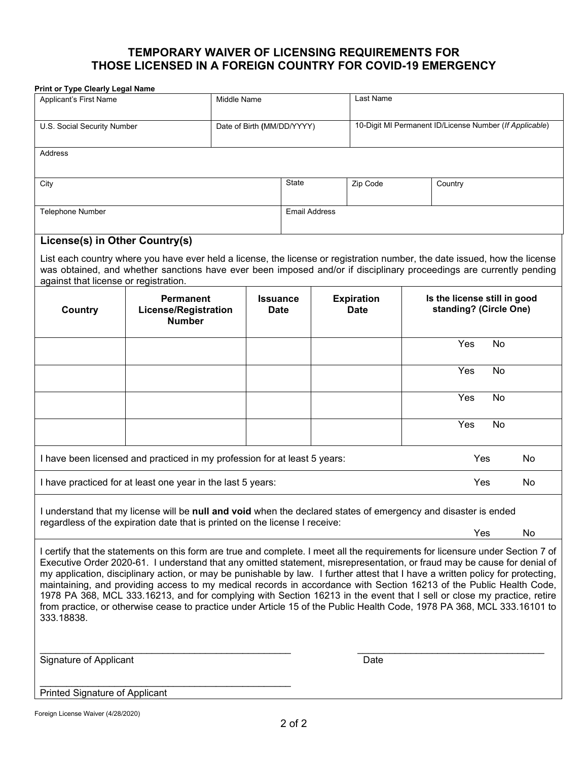## TEMPORARY WAIVER OF LICENSING REQUIREMENTS FOR THOSE LICENSED IN A FOREIGN COUNTRY FOR COVID-19 EMERGENCY

**Print or Type Clearly Legal Name**

| | | |
|---|---|---|
| Applicant's First Name | Middle Name | Last Name |
| U.S. Social Security Number | Date of Birth (MM/DD/YYYY) | 10-Digit MI Permanent ID/License Number (*If Applicable*) |

| |
|---|
| Address |

| | | | |
|---|---|---|---|
| City | State | Zip Code | Country |

| | |
|---|---|
| Telephone Number | Email Address |

### License(s) in Other Country(s)

List each country where you have ever held a license, the license or registration number, the date issued, how the license was obtained, and whether sanctions have ever been imposed and/or if disciplinary proceedings are currently pending against that license or registration.

| Country | Permanent License/Registration Number | Issuance Date | Expiration Date | Is the license still in good standing? (Circle One) |
|---|---|---|---|---|
| | | | | Yes No |
| | | | | Yes No |
| | | | | Yes No |
| | | | | Yes No |

I have been licensed and practiced in my profession for at least 5 years: Yes No

I have practiced for at least one year in the last 5 years: Yes No

I understand that my license will be **null and void** when the declared states of emergency and disaster is ended regardless of the expiration date that is printed on the license I receive: Yes No

I certify that the statements on this form are true and complete. I meet all the requirements for licensure under Section 7 of Executive Order 2020-61. I understand that any omitted statement, misrepresentation, or fraud may be cause for denial of my application, disciplinary action, or may be punishable by law. I further attest that I have a written policy for protecting, maintaining, and providing access to my medical records in accordance with Section 16213 of the Public Health Code, 1978 PA 368, MCL 333.16213, and for complying with Section 16213 in the event that I sell or close my practice, retire from practice, or otherwise cease to practice under Article 15 of the Public Health Code, 1978 PA 368, MCL 333.16101 to 333.18838.

\_\_\_\_\_\_\_\_\_\_\_\_\_\_\_\_\_\_\_\_\_\_\_\_\_\_\_\_\_\_\_\_\_\_\_\_\_\_\_\_ \_\_\_\_\_\_\_\_\_\_\_\_\_\_\_\_\_\_\_\_\_\_\_\_\_\_\_\_\_\_
Signature of Applicant Date

\_\_\_\_\_\_\_\_\_\_\_\_\_\_\_\_\_\_\_\_\_\_\_\_\_\_\_\_\_\_\_\_\_\_\_\_\_\_\_\_
Printed Signature of Applicant

Foreign License Waiver (4/28/2020)